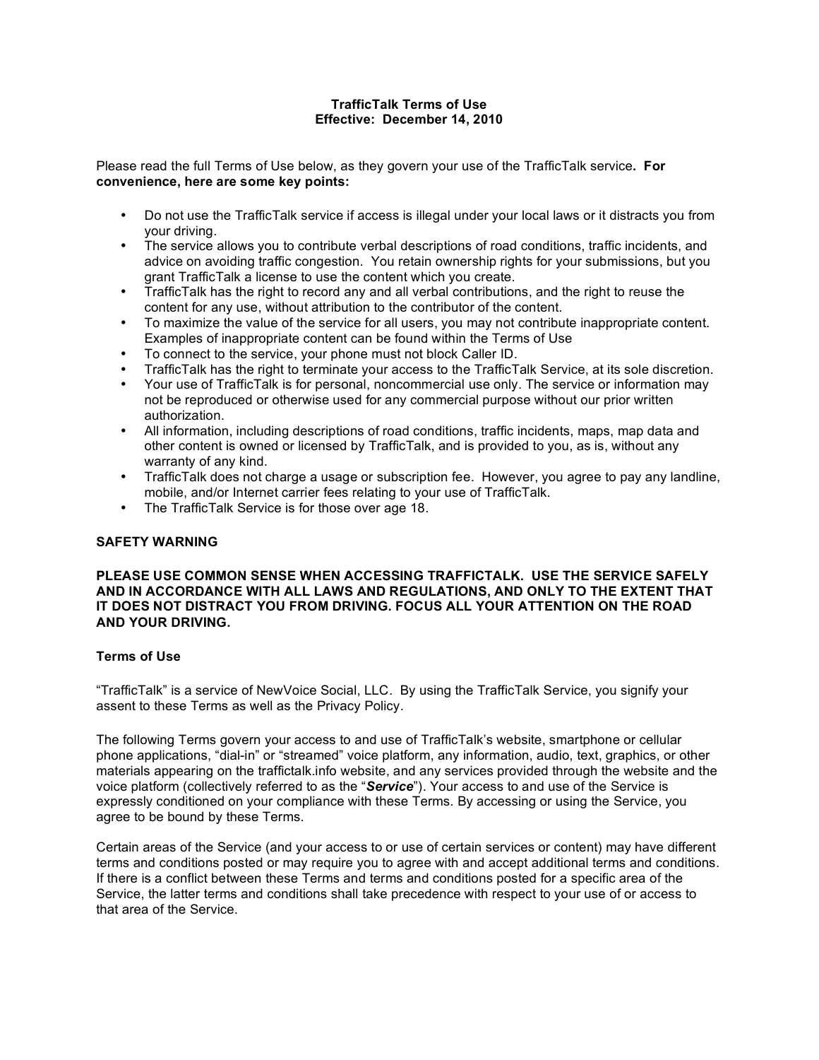# TrafficTalk Terms of Use
**Effective: December 14, 2010**

Please read the full Terms of Use below, as they govern your use of the TrafficTalk service**. For convenience, here are some key points:**

- Do not use the TrafficTalk service if access is illegal under your local laws or it distracts you from your driving.
- The service allows you to contribute verbal descriptions of road conditions, traffic incidents, and advice on avoiding traffic congestion. You retain ownership rights for your submissions, but you grant TrafficTalk a license to use the content which you create.
- TrafficTalk has the right to record any and all verbal contributions, and the right to reuse the content for any use, without attribution to the contributor of the content.
- To maximize the value of the service for all users, you may not contribute inappropriate content. Examples of inappropriate content can be found within the Terms of Use
- To connect to the service, your phone must not block Caller ID.
- TrafficTalk has the right to terminate your access to the TrafficTalk Service, at its sole discretion.
- Your use of TrafficTalk is for personal, noncommercial use only. The service or information may not be reproduced or otherwise used for any commercial purpose without our prior written authorization.
- All information, including descriptions of road conditions, traffic incidents, maps, map data and other content is owned or licensed by TrafficTalk, and is provided to you, as is, without any warranty of any kind.
- TrafficTalk does not charge a usage or subscription fee. However, you agree to pay any landline, mobile, and/or Internet carrier fees relating to your use of TrafficTalk.
- The TrafficTalk Service is for those over age 18.

## SAFETY WARNING

**PLEASE USE COMMON SENSE WHEN ACCESSING TRAFFICTALK. USE THE SERVICE SAFELY AND IN ACCORDANCE WITH ALL LAWS AND REGULATIONS, AND ONLY TO THE EXTENT THAT IT DOES NOT DISTRACT YOU FROM DRIVING. FOCUS ALL YOUR ATTENTION ON THE ROAD AND YOUR DRIVING.**

## Terms of Use

"TrafficTalk" is a service of NewVoice Social, LLC. By using the TrafficTalk Service, you signify your assent to these Terms as well as the Privacy Policy.

The following Terms govern your access to and use of TrafficTalk's website, smartphone or cellular phone applications, "dial-in" or "streamed" voice platform, any information, audio, text, graphics, or other materials appearing on the traffictalk.info website, and any services provided through the website and the voice platform (collectively referred to as the "***Service***"). Your access to and use of the Service is expressly conditioned on your compliance with these Terms. By accessing or using the Service, you agree to be bound by these Terms.

Certain areas of the Service (and your access to or use of certain services or content) may have different terms and conditions posted or may require you to agree with and accept additional terms and conditions. If there is a conflict between these Terms and terms and conditions posted for a specific area of the Service, the latter terms and conditions shall take precedence with respect to your use of or access to that area of the Service.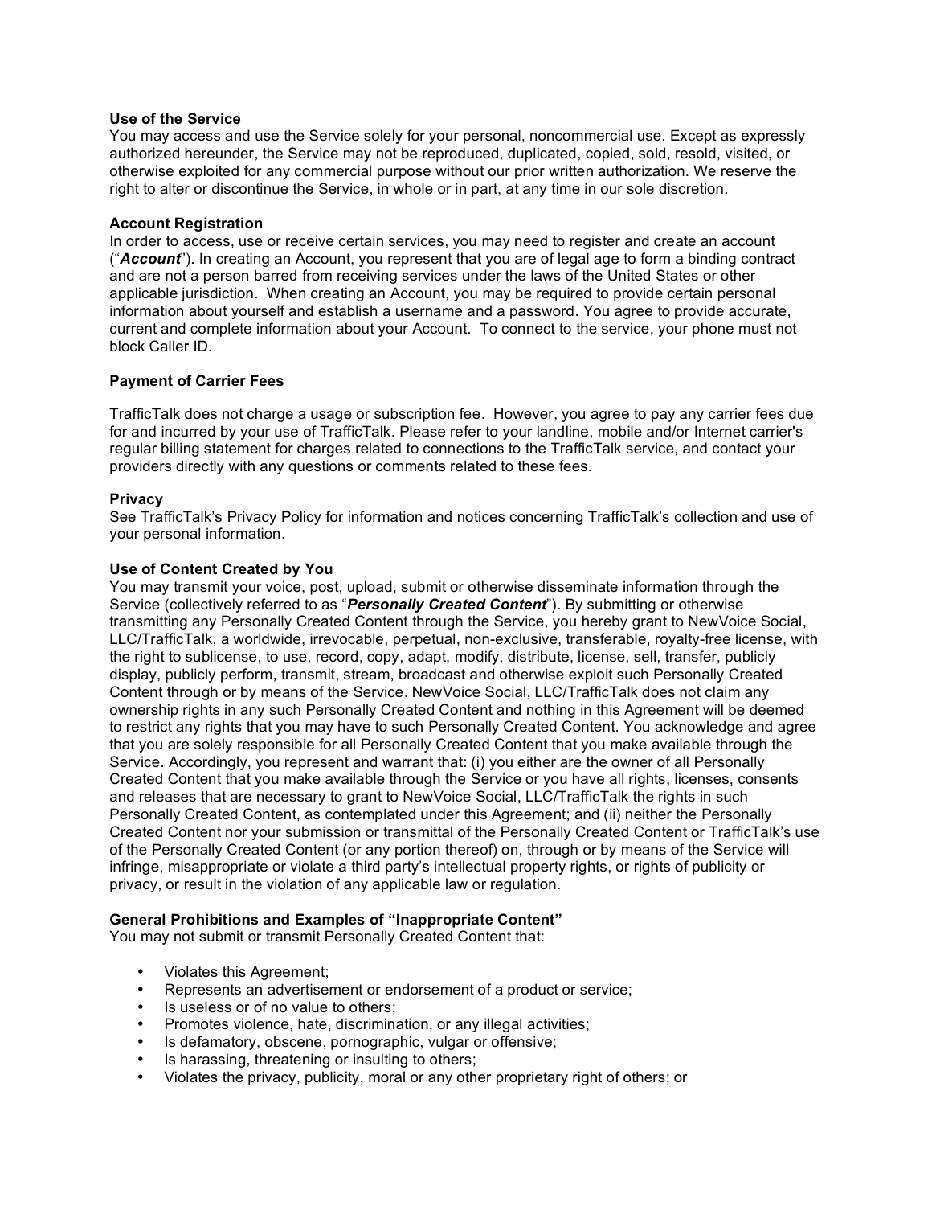**Use of the Service**
You may access and use the Service solely for your personal, noncommercial use. Except as expressly authorized hereunder, the Service may not be reproduced, duplicated, copied, sold, resold, visited, or otherwise exploited for any commercial purpose without our prior written authorization. We reserve the right to alter or discontinue the Service, in whole or in part, at any time in our sole discretion.

**Account Registration**
In order to access, use or receive certain services, you may need to register and create an account ("***Account***"). In creating an Account, you represent that you are of legal age to form a binding contract and are not a person barred from receiving services under the laws of the United States or other applicable jurisdiction. When creating an Account, you may be required to provide certain personal information about yourself and establish a username and a password. You agree to provide accurate, current and complete information about your Account. To connect to the service, your phone must not block Caller ID.

**Payment of Carrier Fees**

TrafficTalk does not charge a usage or subscription fee. However, you agree to pay any carrier fees due for and incurred by your use of TrafficTalk. Please refer to your landline, mobile and/or Internet carrier's regular billing statement for charges related to connections to the TrafficTalk service, and contact your providers directly with any questions or comments related to these fees.

**Privacy**
See TrafficTalk's Privacy Policy for information and notices concerning TrafficTalk's collection and use of your personal information.

**Use of Content Created by You**
You may transmit your voice, post, upload, submit or otherwise disseminate information through the Service (collectively referred to as "***Personally Created Content***"). By submitting or otherwise transmitting any Personally Created Content through the Service, you hereby grant to NewVoice Social, LLC/TrafficTalk, a worldwide, irrevocable, perpetual, non-exclusive, transferable, royalty-free license, with the right to sublicense, to use, record, copy, adapt, modify, distribute, license, sell, transfer, publicly display, publicly perform, transmit, stream, broadcast and otherwise exploit such Personally Created Content through or by means of the Service. NewVoice Social, LLC/TrafficTalk does not claim any ownership rights in any such Personally Created Content and nothing in this Agreement will be deemed to restrict any rights that you may have to such Personally Created Content. You acknowledge and agree that you are solely responsible for all Personally Created Content that you make available through the Service. Accordingly, you represent and warrant that: (i) you either are the owner of all Personally Created Content that you make available through the Service or you have all rights, licenses, consents and releases that are necessary to grant to NewVoice Social, LLC/TrafficTalk the rights in such Personally Created Content, as contemplated under this Agreement; and (ii) neither the Personally Created Content nor your submission or transmittal of the Personally Created Content or TrafficTalk's use of the Personally Created Content (or any portion thereof) on, through or by means of the Service will infringe, misappropriate or violate a third party's intellectual property rights, or rights of publicity or privacy, or result in the violation of any applicable law or regulation.

**General Prohibitions and Examples of "Inappropriate Content"**
You may not submit or transmit Personally Created Content that:

- Violates this Agreement;
- Represents an advertisement or endorsement of a product or service;
- Is useless or of no value to others;
- Promotes violence, hate, discrimination, or any illegal activities;
- Is defamatory, obscene, pornographic, vulgar or offensive;
- Is harassing, threatening or insulting to others;
- Violates the privacy, publicity, moral or any other proprietary right of others; or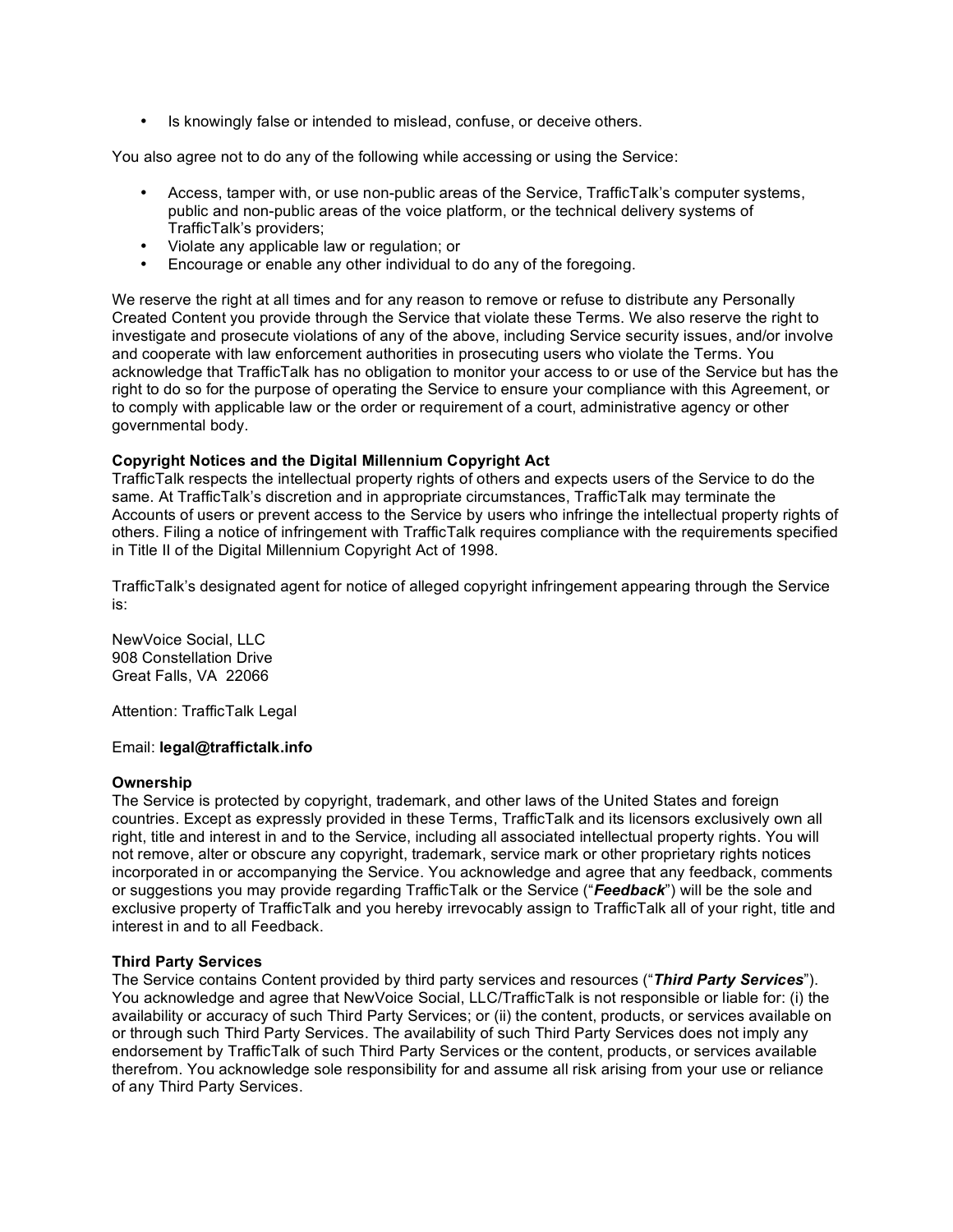- Is knowingly false or intended to mislead, confuse, or deceive others.

You also agree not to do any of the following while accessing or using the Service:

- Access, tamper with, or use non-public areas of the Service, TrafficTalk's computer systems, public and non-public areas of the voice platform, or the technical delivery systems of TrafficTalk's providers;
- Violate any applicable law or regulation; or
- Encourage or enable any other individual to do any of the foregoing.

We reserve the right at all times and for any reason to remove or refuse to distribute any Personally Created Content you provide through the Service that violate these Terms. We also reserve the right to investigate and prosecute violations of any of the above, including Service security issues, and/or involve and cooperate with law enforcement authorities in prosecuting users who violate the Terms. You acknowledge that TrafficTalk has no obligation to monitor your access to or use of the Service but has the right to do so for the purpose of operating the Service to ensure your compliance with this Agreement, or to comply with applicable law or the order or requirement of a court, administrative agency or other governmental body.

**Copyright Notices and the Digital Millennium Copyright Act**

TrafficTalk respects the intellectual property rights of others and expects users of the Service to do the same. At TrafficTalk's discretion and in appropriate circumstances, TrafficTalk may terminate the Accounts of users or prevent access to the Service by users who infringe the intellectual property rights of others. Filing a notice of infringement with TrafficTalk requires compliance with the requirements specified in Title II of the Digital Millennium Copyright Act of 1998.

TrafficTalk's designated agent for notice of alleged copyright infringement appearing through the Service is:

NewVoice Social, LLC
908 Constellation Drive
Great Falls, VA 22066

Attention: TrafficTalk Legal

Email: **legal@traffictalk.info**

**Ownership**

The Service is protected by copyright, trademark, and other laws of the United States and foreign countries. Except as expressly provided in these Terms, TrafficTalk and its licensors exclusively own all right, title and interest in and to the Service, including all associated intellectual property rights. You will not remove, alter or obscure any copyright, trademark, service mark or other proprietary rights notices incorporated in or accompanying the Service. You acknowledge and agree that any feedback, comments or suggestions you may provide regarding TrafficTalk or the Service ("***Feedback***") will be the sole and exclusive property of TrafficTalk and you hereby irrevocably assign to TrafficTalk all of your right, title and interest in and to all Feedback.

**Third Party Services**

The Service contains Content provided by third party services and resources ("***Third Party Services***"). You acknowledge and agree that NewVoice Social, LLC/TrafficTalk is not responsible or liable for: (i) the availability or accuracy of such Third Party Services; or (ii) the content, products, or services available on or through such Third Party Services. The availability of such Third Party Services does not imply any endorsement by TrafficTalk of such Third Party Services or the content, products, or services available therefrom. You acknowledge sole responsibility for and assume all risk arising from your use or reliance of any Third Party Services.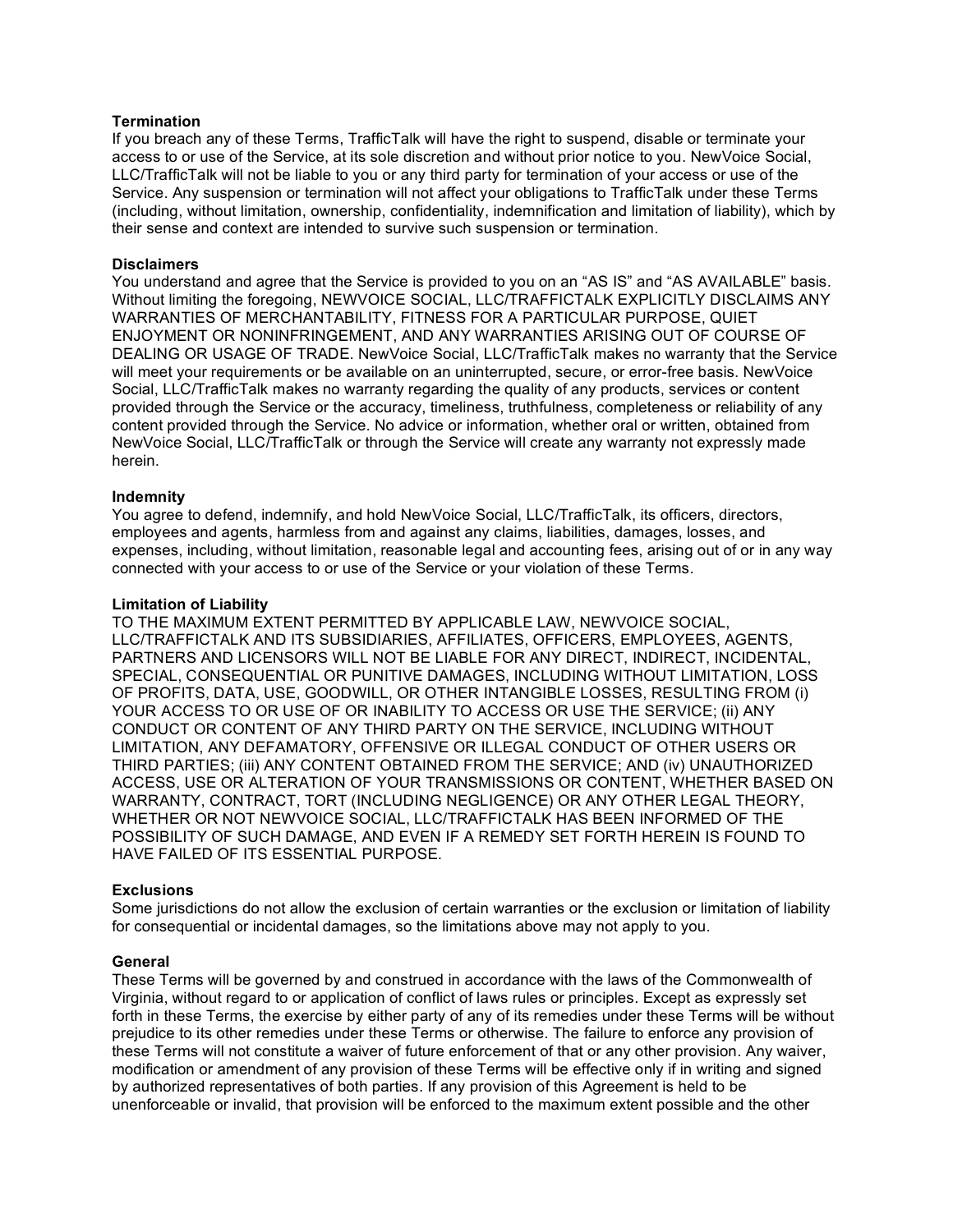**Termination**
If you breach any of these Terms, TrafficTalk will have the right to suspend, disable or terminate your access to or use of the Service, at its sole discretion and without prior notice to you. NewVoice Social, LLC/TrafficTalk will not be liable to you or any third party for termination of your access or use of the Service. Any suspension or termination will not affect your obligations to TrafficTalk under these Terms (including, without limitation, ownership, confidentiality, indemnification and limitation of liability), which by their sense and context are intended to survive such suspension or termination.

**Disclaimers**
You understand and agree that the Service is provided to you on an "AS IS" and "AS AVAILABLE" basis. Without limiting the foregoing, NEWVOICE SOCIAL, LLC/TRAFFICTALK EXPLICITLY DISCLAIMS ANY WARRANTIES OF MERCHANTABILITY, FITNESS FOR A PARTICULAR PURPOSE, QUIET ENJOYMENT OR NONINFRINGEMENT, AND ANY WARRANTIES ARISING OUT OF COURSE OF DEALING OR USAGE OF TRADE. NewVoice Social, LLC/TrafficTalk makes no warranty that the Service will meet your requirements or be available on an uninterrupted, secure, or error-free basis. NewVoice Social, LLC/TrafficTalk makes no warranty regarding the quality of any products, services or content provided through the Service or the accuracy, timeliness, truthfulness, completeness or reliability of any content provided through the Service. No advice or information, whether oral or written, obtained from NewVoice Social, LLC/TrafficTalk or through the Service will create any warranty not expressly made herein.

**Indemnity**
You agree to defend, indemnify, and hold NewVoice Social, LLC/TrafficTalk, its officers, directors, employees and agents, harmless from and against any claims, liabilities, damages, losses, and expenses, including, without limitation, reasonable legal and accounting fees, arising out of or in any way connected with your access to or use of the Service or your violation of these Terms.

**Limitation of Liability**
TO THE MAXIMUM EXTENT PERMITTED BY APPLICABLE LAW, NEWVOICE SOCIAL, LLC/TRAFFICTALK AND ITS SUBSIDIARIES, AFFILIATES, OFFICERS, EMPLOYEES, AGENTS, PARTNERS AND LICENSORS WILL NOT BE LIABLE FOR ANY DIRECT, INDIRECT, INCIDENTAL, SPECIAL, CONSEQUENTIAL OR PUNITIVE DAMAGES, INCLUDING WITHOUT LIMITATION, LOSS OF PROFITS, DATA, USE, GOODWILL, OR OTHER INTANGIBLE LOSSES, RESULTING FROM (i) YOUR ACCESS TO OR USE OF OR INABILITY TO ACCESS OR USE THE SERVICE; (ii) ANY CONDUCT OR CONTENT OF ANY THIRD PARTY ON THE SERVICE, INCLUDING WITHOUT LIMITATION, ANY DEFAMATORY, OFFENSIVE OR ILLEGAL CONDUCT OF OTHER USERS OR THIRD PARTIES; (iii) ANY CONTENT OBTAINED FROM THE SERVICE; AND (iv) UNAUTHORIZED ACCESS, USE OR ALTERATION OF YOUR TRANSMISSIONS OR CONTENT, WHETHER BASED ON WARRANTY, CONTRACT, TORT (INCLUDING NEGLIGENCE) OR ANY OTHER LEGAL THEORY, WHETHER OR NOT NEWVOICE SOCIAL, LLC/TRAFFICTALK HAS BEEN INFORMED OF THE POSSIBILITY OF SUCH DAMAGE, AND EVEN IF A REMEDY SET FORTH HEREIN IS FOUND TO HAVE FAILED OF ITS ESSENTIAL PURPOSE.

**Exclusions**
Some jurisdictions do not allow the exclusion of certain warranties or the exclusion or limitation of liability for consequential or incidental damages, so the limitations above may not apply to you.

**General**
These Terms will be governed by and construed in accordance with the laws of the Commonwealth of Virginia, without regard to or application of conflict of laws rules or principles. Except as expressly set forth in these Terms, the exercise by either party of any of its remedies under these Terms will be without prejudice to its other remedies under these Terms or otherwise. The failure to enforce any provision of these Terms will not constitute a waiver of future enforcement of that or any other provision. Any waiver, modification or amendment of any provision of these Terms will be effective only if in writing and signed by authorized representatives of both parties. If any provision of this Agreement is held to be unenforceable or invalid, that provision will be enforced to the maximum extent possible and the other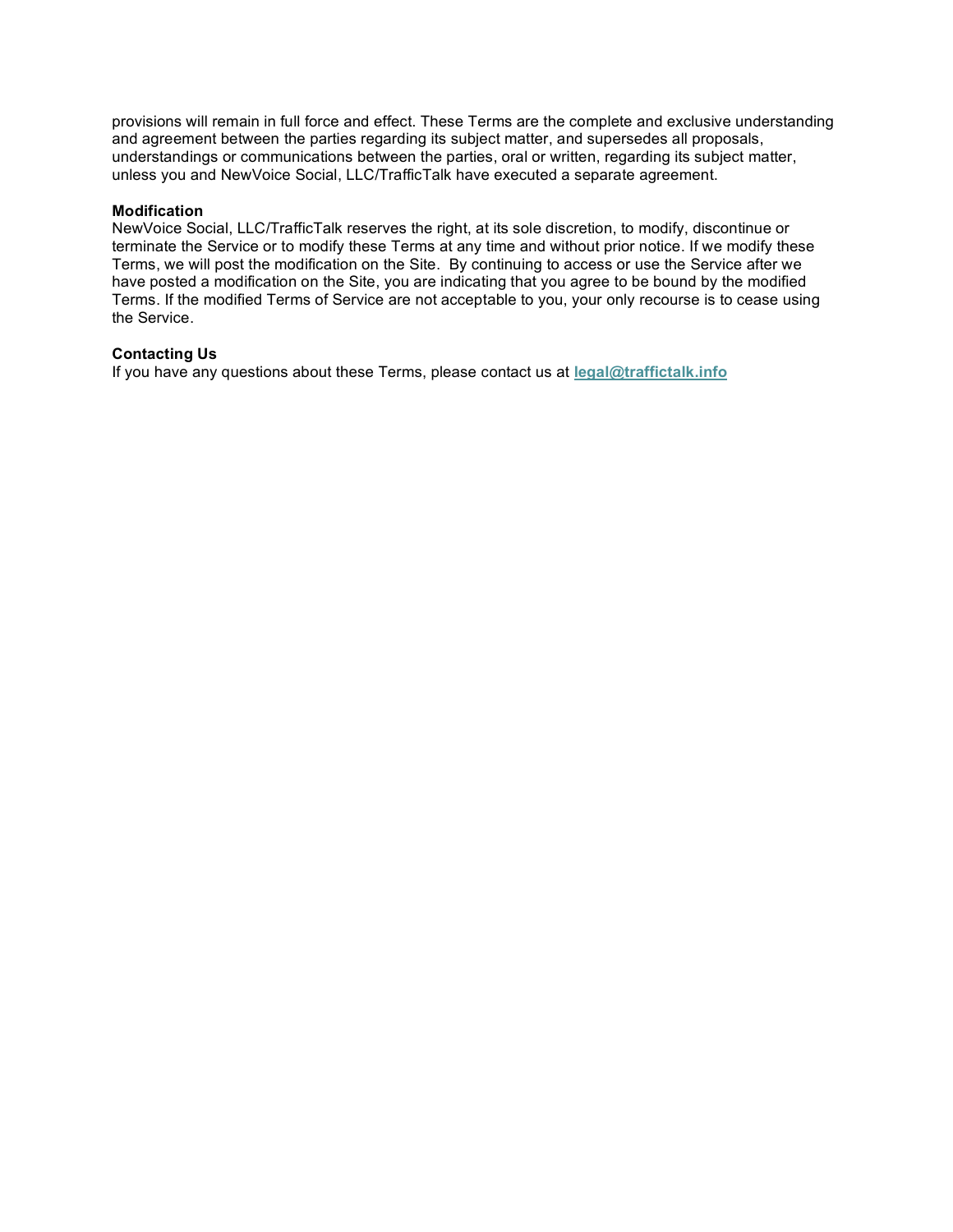provisions will remain in full force and effect. These Terms are the complete and exclusive understanding and agreement between the parties regarding its subject matter, and supersedes all proposals, understandings or communications between the parties, oral or written, regarding its subject matter, unless you and NewVoice Social, LLC/TrafficTalk have executed a separate agreement.

**Modification**

NewVoice Social, LLC/TrafficTalk reserves the right, at its sole discretion, to modify, discontinue or terminate the Service or to modify these Terms at any time and without prior notice. If we modify these Terms, we will post the modification on the Site. By continuing to access or use the Service after we have posted a modification on the Site, you are indicating that you agree to be bound by the modified Terms. If the modified Terms of Service are not acceptable to you, your only recourse is to cease using the Service.

**Contacting Us**

If you have any questions about these Terms, please contact us at **legal@traffictalk.info**